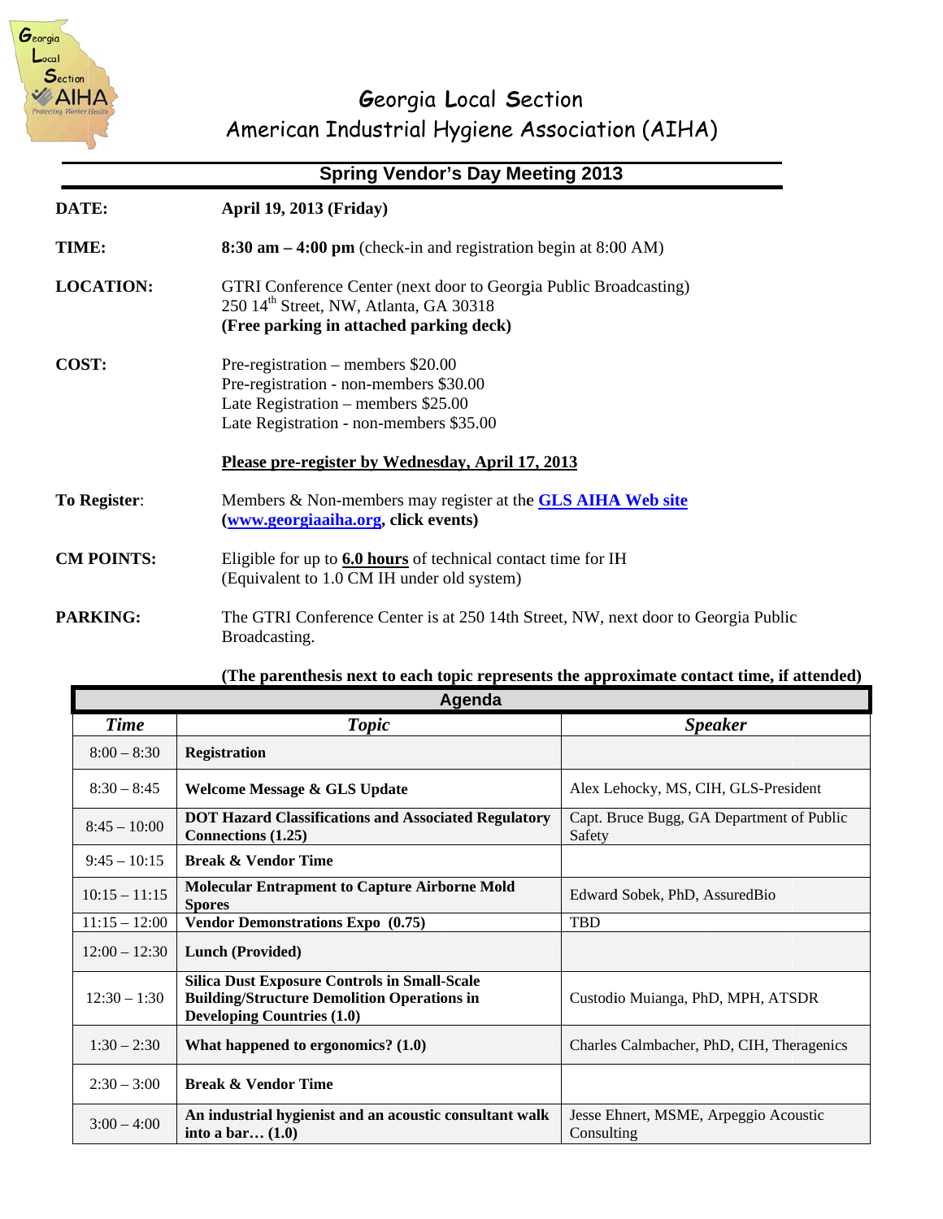# Georgia Local Section
# American Industrial Hygiene Association (AIHA)

## Spring Vendor's Day Meeting 2013

**DATE:** **April 19, 2013 (Friday)**

**TIME:** **8:30 am – 4:00 pm** (check-in and registration begin at 8:00 AM)

**LOCATION:** GTRI Conference Center (next door to Georgia Public Broadcasting)
250 14th Street, NW, Atlanta, GA 30318
**(Free parking in attached parking deck)**

**COST:**
Pre-registration – members $20.00
Pre-registration - non-members $30.00
Late Registration – members $25.00
Late Registration - non-members $35.00

**Please pre-register by Wednesday, April 17, 2013**

**To Register**: Members & Non-members may register at the **GLS AIHA Web site (www.georgiaaiha.org, click events)**

**CM POINTS:** Eligible for up to **6.0 hours** of technical contact time for IH
(Equivalent to 1.0 CM IH under old system)

**PARKING:** The GTRI Conference Center is at 250 14th Street, NW, next door to Georgia Public Broadcasting.

**(The parenthesis next to each topic represents the approximate contact time, if attended)**

**Agenda**

| *Time* | *Topic* | *Speaker* |
|---|---|---|
| 8:00 – 8:30 | **Registration** | |
| 8:30 – 8:45 | **Welcome Message & GLS Update** | Alex Lehocky, MS, CIH, GLS-President |
| 8:45 – 10:00 | **DOT Hazard Classifications and Associated Regulatory Connections (1.25)** | Capt. Bruce Bugg, GA Department of Public Safety |
| 9:45 – 10:15 | **Break & Vendor Time** | |
| 10:15 – 11:15 | **Molecular Entrapment to Capture Airborne Mold Spores** | Edward Sobek, PhD, AssuredBio |
| 11:15 – 12:00 | **Vendor Demonstrations Expo (0.75)** | TBD |
| 12:00 – 12:30 | **Lunch (Provided)** | |
| 12:30 – 1:30 | **Silica Dust Exposure Controls in Small-Scale Building/Structure Demolition Operations in Developing Countries (1.0)** | Custodio Muianga, PhD, MPH, ATSDR |
| 1:30 – 2:30 | **What happened to ergonomics? (1.0)** | Charles Calmbacher, PhD, CIH, Theragenics |
| 2:30 – 3:00 | **Break & Vendor Time** | |
| 3:00 – 4:00 | **An industrial hygienist and an acoustic consultant walk into a bar… (1.0)** | Jesse Ehnert, MSME, Arpeggio Acoustic Consulting |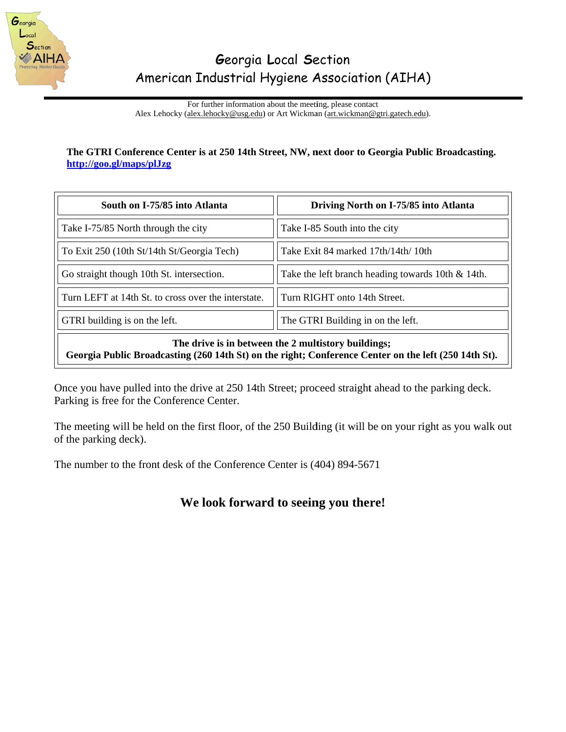# Georgia Local Section
# American Industrial Hygiene Association (AIHA)

For further information about the meeting, please contact
Alex Lehocky (alex.lehocky@usg.edu) or Art Wickman (art.wickman@gtri.gatech.edu).

**The GTRI Conference Center is at 250 14th Street, NW, next door to Georgia Public Broadcasting.**
**http://goo.gl/maps/plJzg**

| South on I-75/85 into Atlanta | Driving North on I-75/85 into Atlanta |
|---|---|
| Take I-75/85 North through the city | Take I-85 South into the city |
| To Exit 250 (10th St/14th St/Georgia Tech) | Take Exit 84 marked 17th/14th/ 10th |
| Go straight though 10th St. intersection. | Take the left branch heading towards 10th & 14th. |
| Turn LEFT at 14th St. to cross over the interstate. | Turn RIGHT onto 14th Street. |
| GTRI building is on the left. | The GTRI Building in on the left. |
| **The drive is in between the 2 multistory buildings; Georgia Public Broadcasting (260 14th St) on the right; Conference Center on the left (250 14th St).** | |

Once you have pulled into the drive at 250 14th Street; proceed straight ahead to the parking deck. Parking is free for the Conference Center.

The meeting will be held on the first floor, of the 250 Building (it will be on your right as you walk out of the parking deck).

The number to the front desk of the Conference Center is (404) 894-5671

## We look forward to seeing you there!